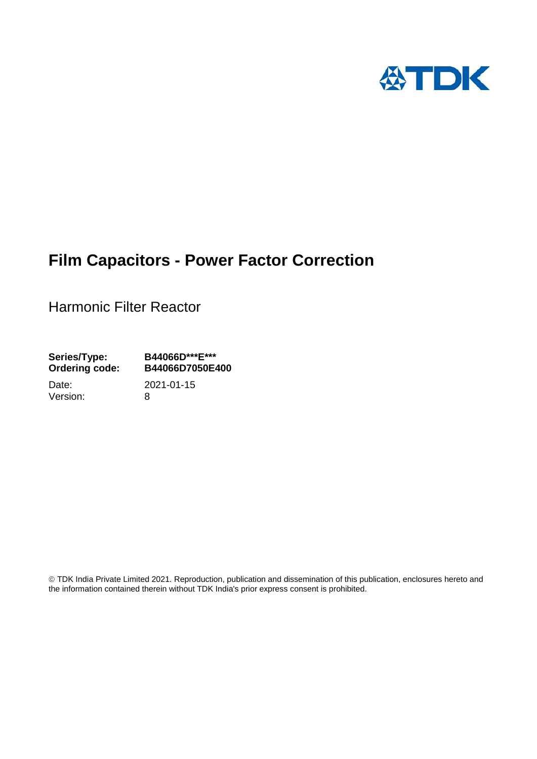TDK

# Film Capacitors - Power Factor Correction

Harmonic Filter Reactor

**Series/Type:** **B44066D***E*****
**Ordering code:** **B44066D7050E400**

Date: 2021-01-15
Version: 8

© TDK India Private Limited 2021. Reproduction, publication and dissemination of this publication, enclosures hereto and the information contained therein without TDK India's prior express consent is prohibited.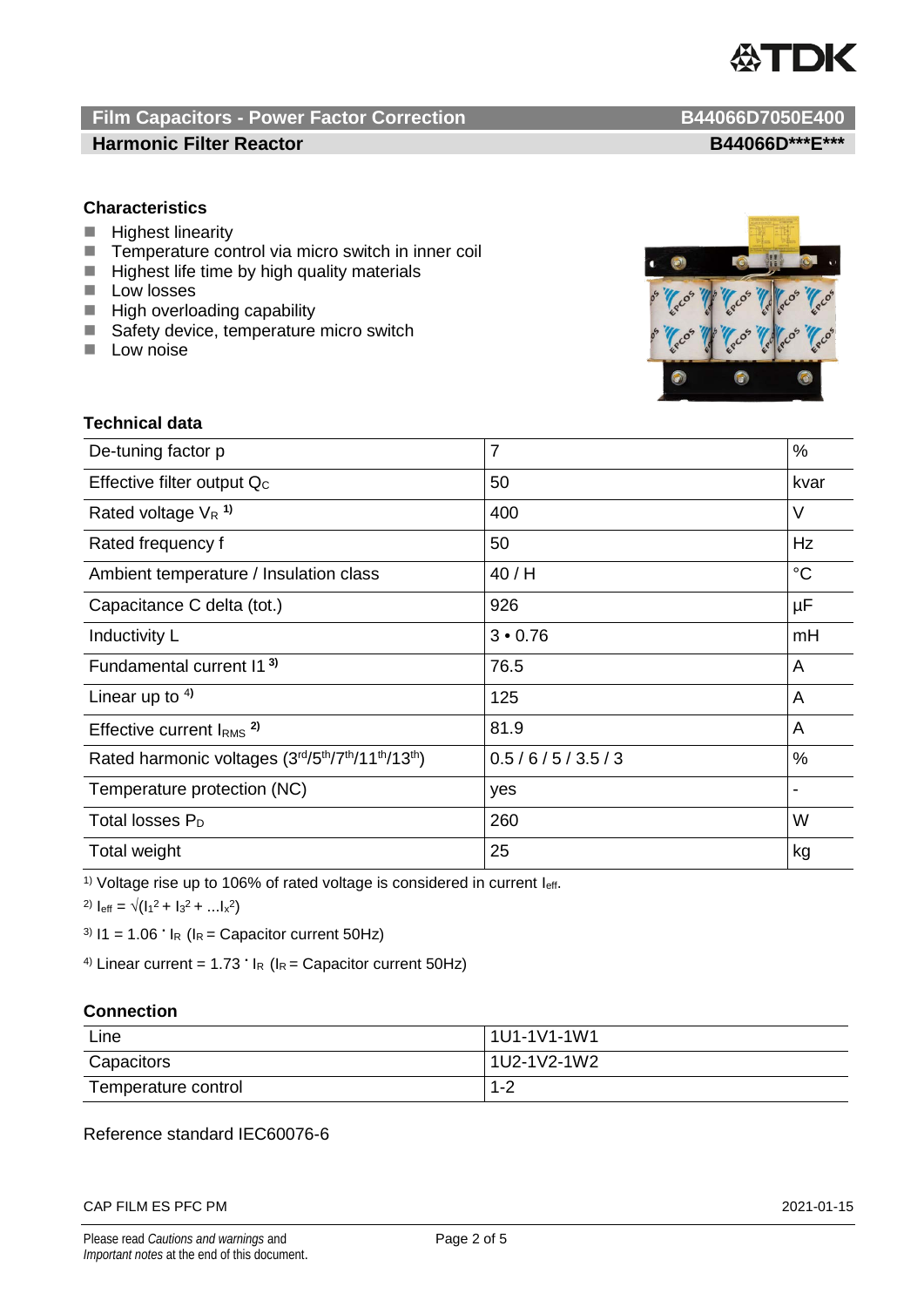**Film Capacitors - Power Factor Correction** **B44066D7050E400**

**Harmonic Filter Reactor** **B44066D***E*****

### Characteristics

- Highest linearity
- Temperature control via micro switch in inner coil
- Highest life time by high quality materials
- Low losses
- High overloading capability
- Safety device, temperature micro switch
- Low noise

### Technical data

| | | |
|---|---|---|
| De-tuning factor p | 7 | % |
| Effective filter output $Q_C$ | 50 | kvar |
| Rated voltage $V_R$ [1)] | 400 | V |
| Rated frequency f | 50 | Hz |
| Ambient temperature / Insulation class | 40 / H | °C |
| Capacitance C delta (tot.) | 926 | µF |
| Inductivity L | 3 • 0.76 | mH |
| Fundamental current I1 [3)] | 76.5 | A |
| Linear up to [4)] | 125 | A |
| Effective current $I_{RMS}$ [2)] | 81.9 | A |
| Rated harmonic voltages ($3^{rd}/5^{th}/7^{th}/11^{th}/13^{th}$) | 0.5 / 6 / 5 / 3.5 / 3 | % |
| Temperature protection (NC) | yes | - |
| Total losses $P_D$ | 260 | W |
| Total weight | 25 | kg |

[1)] Voltage rise up to 106% of rated voltage is considered in current $I_{eff}$.

[2)] $I_{eff} = \sqrt{(I_1^2 + I_3^2 + ...I_x^2)}$

[3)] $I1 = 1.06 \cdot I_R$ ($I_R$ = Capacitor current 50Hz)

[4)] Linear current = $1.73 \cdot I_R$ ($I_R$ = Capacitor current 50Hz)

### Connection

| | |
|---|---|
| Line | 1U1-1V1-1W1 |
| Capacitors | 1U2-1V2-1W2 |
| Temperature control | 1-2 |

Reference standard IEC60076-6

CAP FILM ES PFC PM 2021-01-15

Please read *Cautions and warnings* and *Important notes* at the end of this document.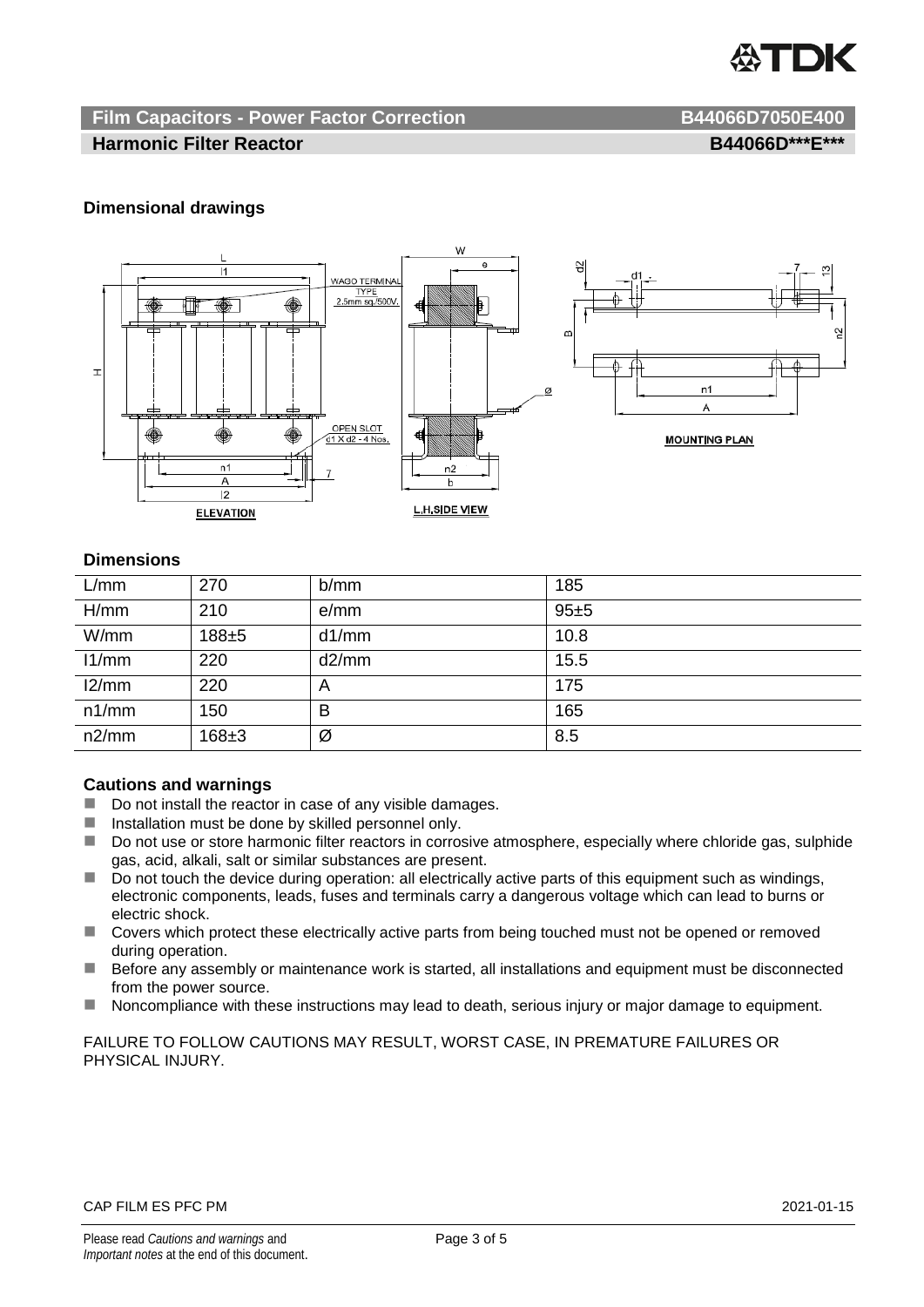## Film Capacitors - Power Factor Correction — B44066D7050E400

## Harmonic Filter Reactor — B44066D\*\*\*E\*\*\*

### Dimensional drawings

WAGO TERMINAL TYPE 2.5mm sq./500V.

OPEN SLOT d1 X d2 - 4 Nos.

ELEVATION

L.H.SIDE VIEW

MOUNTING PLAN

### Dimensions

| L/mm | 270 | b/mm | 185 |
|---|---|---|---|
| H/mm | 210 | e/mm | 95±5 |
| W/mm | 188±5 | d1/mm | 10.8 |
| l1/mm | 220 | d2/mm | 15.5 |
| l2/mm | 220 | A | 175 |
| n1/mm | 150 | B | 165 |
| n2/mm | 168±3 | Ø | 8.5 |

### Cautions and warnings

- Do not install the reactor in case of any visible damages.
- Installation must be done by skilled personnel only.
- Do not use or store harmonic filter reactors in corrosive atmosphere, especially where chloride gas, sulphide gas, acid, alkali, salt or similar substances are present.
- Do not touch the device during operation: all electrically active parts of this equipment such as windings, electronic components, leads, fuses and terminals carry a dangerous voltage which can lead to burns or electric shock.
- Covers which protect these electrically active parts from being touched must not be opened or removed during operation.
- Before any assembly or maintenance work is started, all installations and equipment must be disconnected from the power source.
- Noncompliance with these instructions may lead to death, serious injury or major damage to equipment.

FAILURE TO FOLLOW CAUTIONS MAY RESULT, WORST CASE, IN PREMATURE FAILURES OR PHYSICAL INJURY.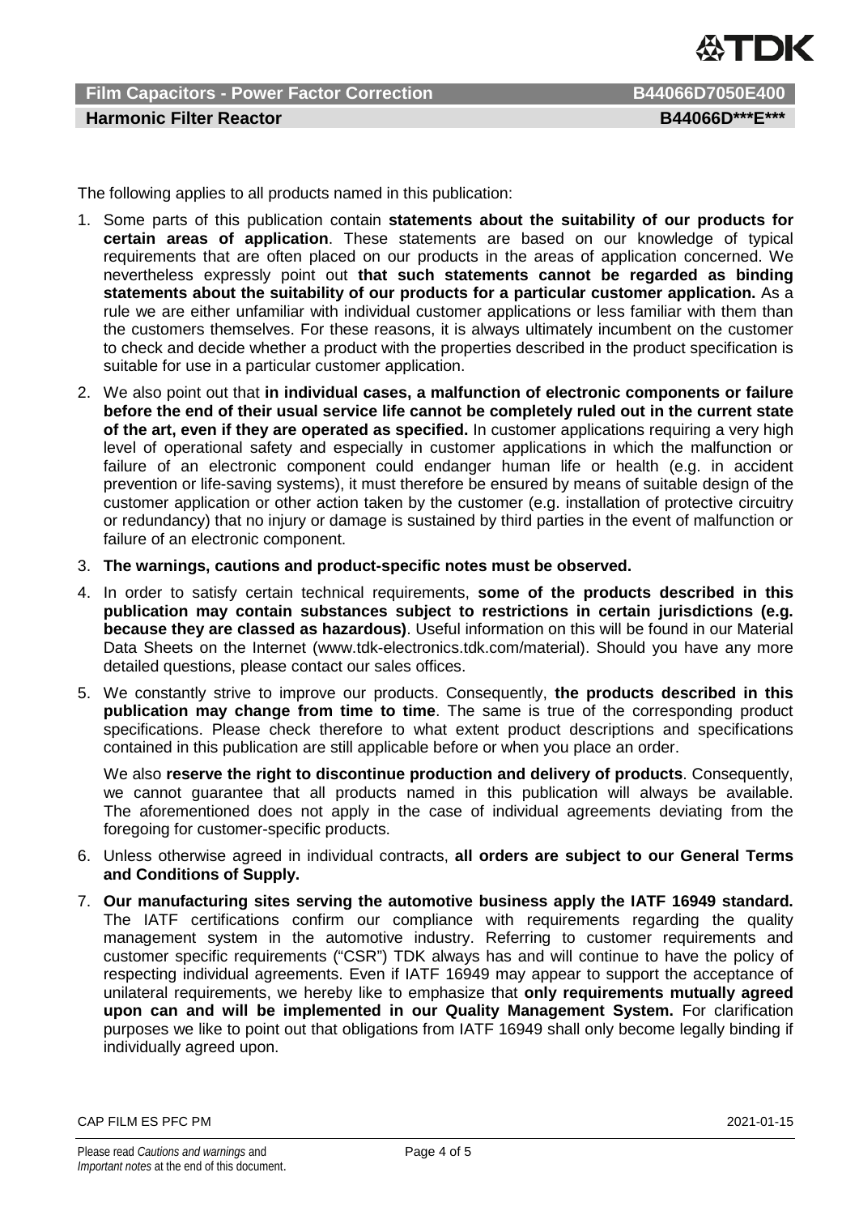The following applies to all products named in this publication:

1. Some parts of this publication contain **statements about the suitability of our products for certain areas of application**. These statements are based on our knowledge of typical requirements that are often placed on our products in the areas of application concerned. We nevertheless expressly point out **that such statements cannot be regarded as binding statements about the suitability of our products for a particular customer application.** As a rule we are either unfamiliar with individual customer applications or less familiar with them than the customers themselves. For these reasons, it is always ultimately incumbent on the customer to check and decide whether a product with the properties described in the product specification is suitable for use in a particular customer application.
2. We also point out that **in individual cases, a malfunction of electronic components or failure before the end of their usual service life cannot be completely ruled out in the current state of the art, even if they are operated as specified.** In customer applications requiring a very high level of operational safety and especially in customer applications in which the malfunction or failure of an electronic component could endanger human life or health (e.g. in accident prevention or life-saving systems), it must therefore be ensured by means of suitable design of the customer application or other action taken by the customer (e.g. installation of protective circuitry or redundancy) that no injury or damage is sustained by third parties in the event of malfunction or failure of an electronic component.
3. **The warnings, cautions and product-specific notes must be observed.**
4. In order to satisfy certain technical requirements, **some of the products described in this publication may contain substances subject to restrictions in certain jurisdictions (e.g. because they are classed as hazardous)**. Useful information on this will be found in our Material Data Sheets on the Internet (www.tdk-electronics.tdk.com/material). Should you have any more detailed questions, please contact our sales offices.
5. We constantly strive to improve our products. Consequently, **the products described in this publication may change from time to time**. The same is true of the corresponding product specifications. Please check therefore to what extent product descriptions and specifications contained in this publication are still applicable before or when you place an order.

   We also **reserve the right to discontinue production and delivery of products**. Consequently, we cannot guarantee that all products named in this publication will always be available. The aforementioned does not apply in the case of individual agreements deviating from the foregoing for customer-specific products.
6. Unless otherwise agreed in individual contracts, **all orders are subject to our General Terms and Conditions of Supply.**
7. **Our manufacturing sites serving the automotive business apply the IATF 16949 standard.** The IATF certifications confirm our compliance with requirements regarding the quality management system in the automotive industry. Referring to customer requirements and customer specific requirements ("CSR") TDK always has and will continue to have the policy of respecting individual agreements. Even if IATF 16949 may appear to support the acceptance of unilateral requirements, we hereby like to emphasize that **only requirements mutually agreed upon can and will be implemented in our Quality Management System.** For clarification purposes we like to point out that obligations from IATF 16949 shall only become legally binding if individually agreed upon.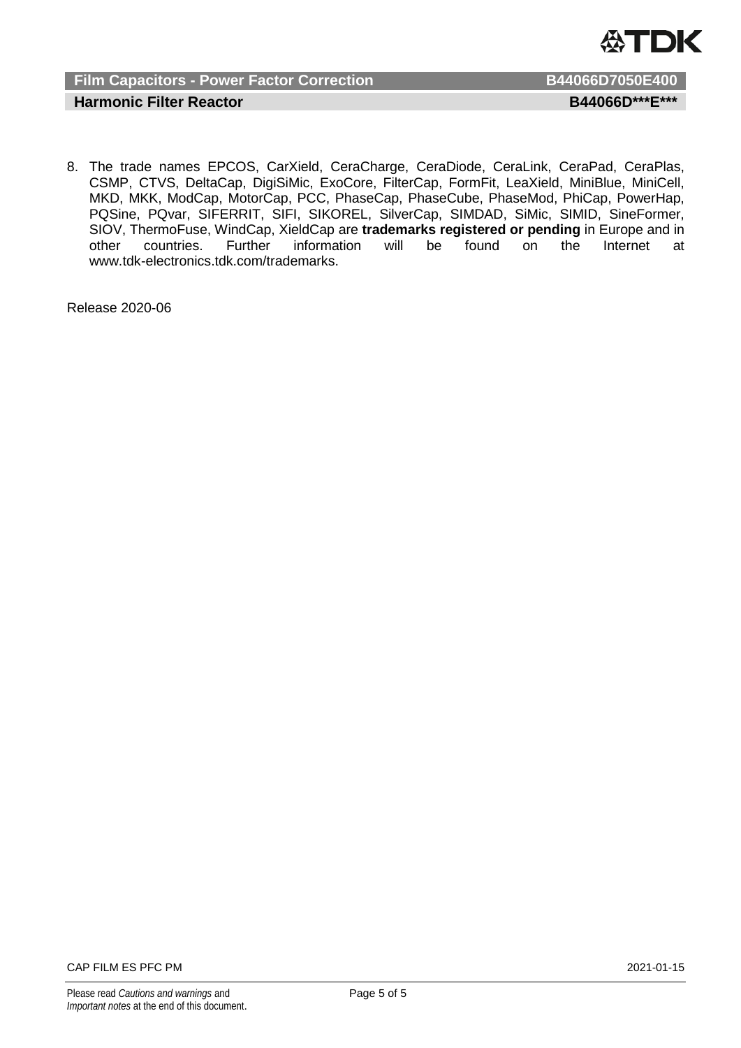8. The trade names EPCOS, CarXield, CeraCharge, CeraDiode, CeraLink, CeraPad, CeraPlas, CSMP, CTVS, DeltaCap, DigiSiMic, ExoCore, FilterCap, FormFit, LeaXield, MiniBlue, MiniCell, MKD, MKK, ModCap, MotorCap, PCC, PhaseCap, PhaseCube, PhaseMod, PhiCap, PowerHap, PQSine, PQvar, SIFERRIT, SIFI, SIKOREL, SilverCap, SIMDAD, SiMic, SIMID, SineFormer, SIOV, ThermoFuse, WindCap, XieldCap are **trademarks registered or pending** in Europe and in other countries. Further information will be found on the Internet at www.tdk-electronics.tdk.com/trademarks.

Release 2020-06